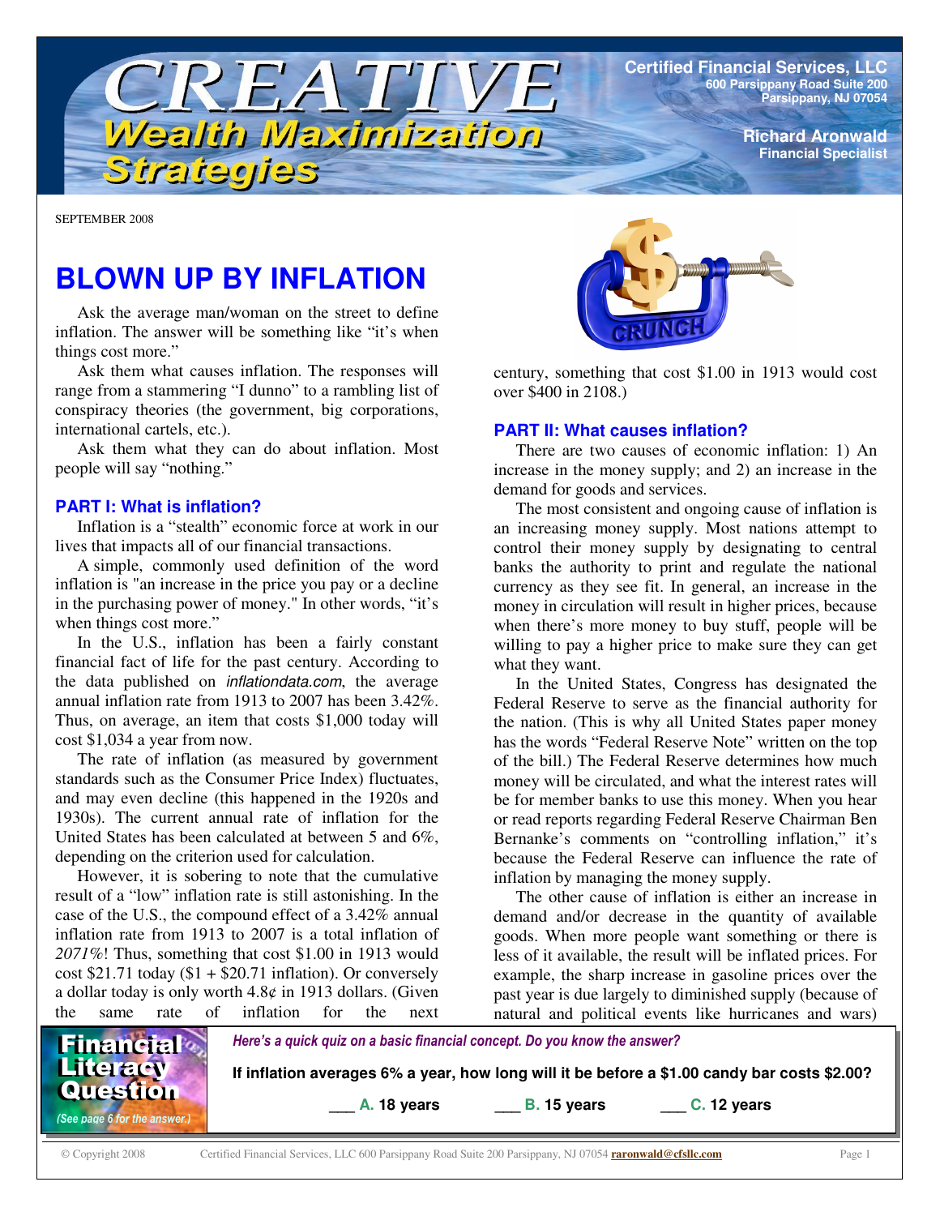# CREATIVE Wealth Maximization Strategies

**Certified Financial Services, LLC**
600 Parsippany Road Suite 200
Parsippany, NJ 07054

**Richard Aronwald**
Financial Specialist

SEPTEMBER 2008

## BLOWN UP BY INFLATION

Ask the average man/woman on the street to define inflation. The answer will be something like "it's when things cost more."

Ask them what causes inflation. The responses will range from a stammering "I dunno" to a rambling list of conspiracy theories (the government, big corporations, international cartels, etc.).

Ask them what they can do about inflation. Most people will say "nothing."

### PART I: What is inflation?

Inflation is a "stealth" economic force at work in our lives that impacts all of our financial transactions.

A simple, commonly used definition of the word inflation is "an increase in the price you pay or a decline in the purchasing power of money." In other words, "it's when things cost more."

In the U.S., inflation has been a fairly constant financial fact of life for the past century. According to the data published on *inflationdata.com*, the average annual inflation rate from 1913 to 2007 has been 3.42%. Thus, on average, an item that costs $1,000 today will cost $1,034 a year from now.

The rate of inflation (as measured by government standards such as the Consumer Price Index) fluctuates, and may even decline (this happened in the 1920s and 1930s). The current annual rate of inflation for the United States has been calculated at between 5 and 6%, depending on the criterion used for calculation.

However, it is sobering to note that the cumulative result of a "low" inflation rate is still astonishing. In the case of the U.S., the compound effect of a 3.42% annual inflation rate from 1913 to 2007 is a total inflation of *2071%*! Thus, something that cost $1.00 in 1913 would cost $21.71 today ($1 + $20.71 inflation). Or conversely a dollar today is only worth 4.8¢ in 1913 dollars. (Given the same rate of inflation for the next century, something that cost $1.00 in 1913 would cost over $400 in 2108.)

### PART II: What causes inflation?

There are two causes of economic inflation: 1) An increase in the money supply; and 2) an increase in the demand for goods and services.

The most consistent and ongoing cause of inflation is an increasing money supply. Most nations attempt to control their money supply by designating to central banks the authority to print and regulate the national currency as they see fit. In general, an increase in the money in circulation will result in higher prices, because when there's more money to buy stuff, people will be willing to pay a higher price to make sure they can get what they want.

In the United States, Congress has designated the Federal Reserve to serve as the financial authority for the nation. (This is why all United States paper money has the words "Federal Reserve Note" written on the top of the bill.) The Federal Reserve determines how much money will be circulated, and what the interest rates will be for member banks to use this money. When you hear or read reports regarding Federal Reserve Chairman Ben Bernanke's comments on "controlling inflation," it's because the Federal Reserve can influence the rate of inflation by managing the money supply.

The other cause of inflation is either an increase in demand and/or decrease in the quantity of available goods. When more people want something or there is less of it available, the result will be inflated prices. For example, the sharp increase in gasoline prices over the past year is due largely to diminished supply (because of natural and political events like hurricanes and wars)

---

**Financial Literacy Question**
*(See page 6 for the answer.)*

*Here's a quick quiz on a basic financial concept. Do you know the answer?*

**If inflation averages 6% a year, how long will it be before a $1.00 candy bar costs $2.00?**

___ **A.** 18 years ___ **B.** 15 years ___ **C.** 12 years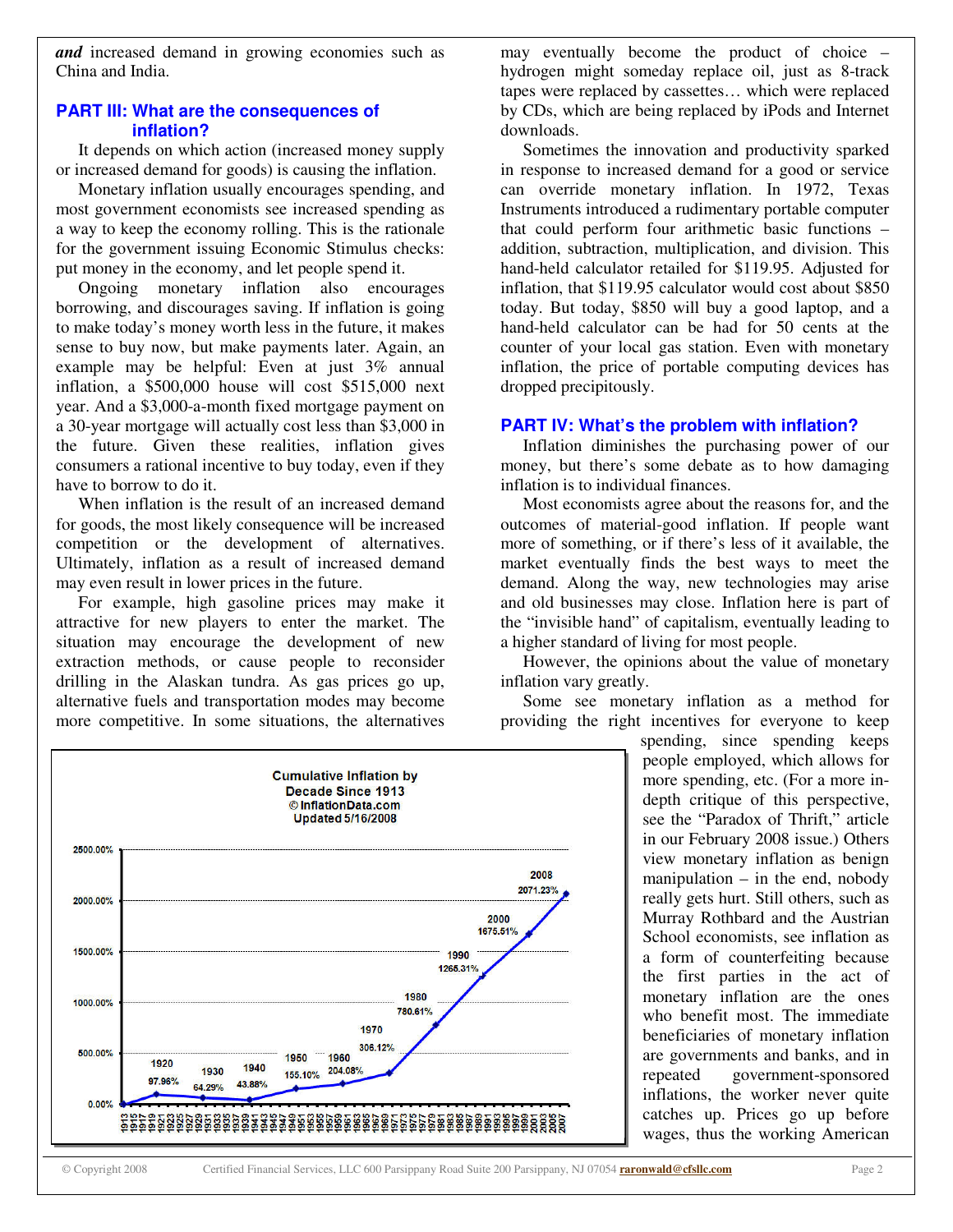***and*** increased demand in growing economies such as China and India.

## PART III: What are the consequences of inflation?

It depends on which action (increased money supply or increased demand for goods) is causing the inflation.

Monetary inflation usually encourages spending, and most government economists see increased spending as a way to keep the economy rolling. This is the rationale for the government issuing Economic Stimulus checks: put money in the economy, and let people spend it.

Ongoing monetary inflation also encourages borrowing, and discourages saving. If inflation is going to make today's money worth less in the future, it makes sense to buy now, but make payments later. Again, an example may be helpful: Even at just 3% annual inflation, a $500,000 house will cost $515,000 next year. And a $3,000-a-month fixed mortgage payment on a 30-year mortgage will actually cost less than $3,000 in the future. Given these realities, inflation gives consumers a rational incentive to buy today, even if they have to borrow to do it.

When inflation is the result of an increased demand for goods, the most likely consequence will be increased competition or the development of alternatives. Ultimately, inflation as a result of increased demand may even result in lower prices in the future.

For example, high gasoline prices may make it attractive for new players to enter the market. The situation may encourage the development of new extraction methods, or cause people to reconsider drilling in the Alaskan tundra. As gas prices go up, alternative fuels and transportation modes may become more competitive. In some situations, the alternatives may eventually become the product of choice – hydrogen might someday replace oil, just as 8-track tapes were replaced by cassettes… which were replaced by CDs, which are being replaced by iPods and Internet downloads.

Sometimes the innovation and productivity sparked in response to increased demand for a good or service can override monetary inflation. In 1972, Texas Instruments introduced a rudimentary portable computer that could perform four arithmetic basic functions – addition, subtraction, multiplication, and division. This hand-held calculator retailed for $119.95. Adjusted for inflation, that $119.95 calculator would cost about $850 today. But today, $850 will buy a good laptop, and a hand-held calculator can be had for 50 cents at the counter of your local gas station. Even with monetary inflation, the price of portable computing devices has dropped precipitously.

## PART IV: What's the problem with inflation?

Inflation diminishes the purchasing power of our money, but there's some debate as to how damaging inflation is to individual finances.

Most economists agree about the reasons for, and the outcomes of material-good inflation. If people want more of something, or if there's less of it available, the market eventually finds the best ways to meet the demand. Along the way, new technologies may arise and old businesses may close. Inflation here is part of the "invisible hand" of capitalism, eventually leading to a higher standard of living for most people.

However, the opinions about the value of monetary inflation vary greatly.

Some see monetary inflation as a method for providing the right incentives for everyone to keep spending, since spending keeps people employed, which allows for more spending, etc. (For a more in-depth critique of this perspective, see the "Paradox of Thrift," article in our February 2008 issue.) Others view monetary inflation as benign manipulation – in the end, nobody really gets hurt. Still others, such as Murray Rothbard and the Austrian School economists, see inflation as a form of counterfeiting because the first parties in the act of monetary inflation are the ones who benefit most. The immediate beneficiaries of monetary inflation are governments and banks, and in repeated government-sponsored inflations, the worker never quite catches up. Prices go up before wages, thus the working American

**Cumulative Inflation by Decade Since 1913**
© InflationData.com
Updated 5/16/2008

| Year | Cumulative Inflation |
|---|---|
| 1920 | 97.96% |
| 1930 | 64.29% |
| 1940 | 43.88% |
| 1950 | 155.10% |
| 1960 | 204.08% |
| 1970 | 306.12% |
| 1980 | 780.61% |
| 1990 | 1265.31% |
| 2000 | 1675.51% |
| 2008 | 2071.23% |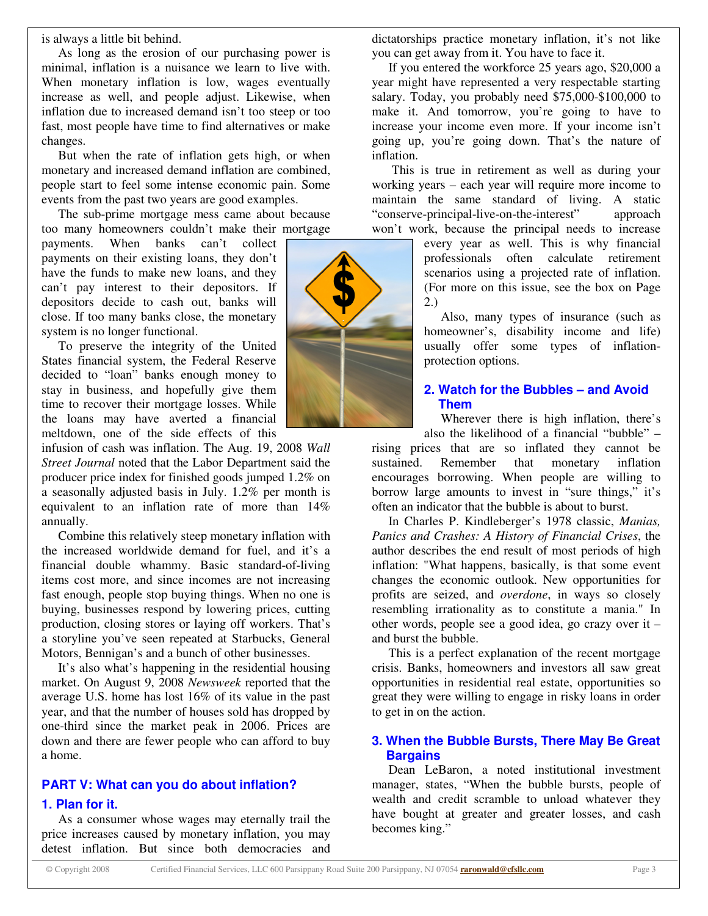is always a little bit behind.

As long as the erosion of our purchasing power is minimal, inflation is a nuisance we learn to live with. When monetary inflation is low, wages eventually increase as well, and people adjust. Likewise, when inflation due to increased demand isn't too steep or too fast, most people have time to find alternatives or make changes.

But when the rate of inflation gets high, or when monetary and increased demand inflation are combined, people start to feel some intense economic pain. Some events from the past two years are good examples.

The sub-prime mortgage mess came about because too many homeowners couldn't make their mortgage payments. When banks can't collect payments on their existing loans, they don't have the funds to make new loans, and they can't pay interest to their depositors. If depositors decide to cash out, banks will close. If too many banks close, the monetary system is no longer functional.

To preserve the integrity of the United States financial system, the Federal Reserve decided to "loan" banks enough money to stay in business, and hopefully give them time to recover their mortgage losses. While the loans may have averted a financial meltdown, one of the side effects of this infusion of cash was inflation. The Aug. 19, 2008 *Wall Street Journal* noted that the Labor Department said the producer price index for finished goods jumped 1.2% on a seasonally adjusted basis in July. 1.2% per month is equivalent to an inflation rate of more than 14% annually.

Combine this relatively steep monetary inflation with the increased worldwide demand for fuel, and it's a financial double whammy. Basic standard-of-living items cost more, and since incomes are not increasing fast enough, people stop buying things. When no one is buying, businesses respond by lowering prices, cutting production, closing stores or laying off workers. That's a storyline you've seen repeated at Starbucks, General Motors, Bennigan's and a bunch of other businesses.

It's also what's happening in the residential housing market. On August 9, 2008 *Newsweek* reported that the average U.S. home has lost 16% of its value in the past year, and that the number of houses sold has dropped by one-third since the market peak in 2006. Prices are down and there are fewer people who can afford to buy a home.

## PART V: What can you do about inflation?

### 1. Plan for it.

As a consumer whose wages may eternally trail the price increases caused by monetary inflation, you may detest inflation. But since both democracies and dictatorships practice monetary inflation, it's not like you can get away from it. You have to face it.

If you entered the workforce 25 years ago, $20,000 a year might have represented a very respectable starting salary. Today, you probably need $75,000-$100,000 to make it. And tomorrow, you're going to have to increase your income even more. If your income isn't going up, you're going down. That's the nature of inflation.

This is true in retirement as well as during your working years – each year will require more income to maintain the same standard of living. A static "conserve-principal-live-on-the-interest" approach won't work, because the principal needs to increase every year as well. This is why financial professionals often calculate retirement scenarios using a projected rate of inflation. (For more on this issue, see the box on Page 2.)

Also, many types of insurance (such as homeowner's, disability income and life) usually offer some types of inflation-protection options.

### 2. Watch for the Bubbles – and Avoid Them

Wherever there is high inflation, there's also the likelihood of a financial "bubble" – rising prices that are so inflated they cannot be sustained. Remember that monetary inflation encourages borrowing. When people are willing to borrow large amounts to invest in "sure things," it's often an indicator that the bubble is about to burst.

In Charles P. Kindleberger's 1978 classic, *Manias, Panics and Crashes: A History of Financial Crises*, the author describes the end result of most periods of high inflation: "What happens, basically, is that some event changes the economic outlook. New opportunities for profits are seized, and *overdone*, in ways so closely resembling irrationality as to constitute a mania." In other words, people see a good idea, go crazy over it – and burst the bubble.

This is a perfect explanation of the recent mortgage crisis. Banks, homeowners and investors all saw great opportunities in residential real estate, opportunities so great they were willing to engage in risky loans in order to get in on the action.

### 3. When the Bubble Bursts, There May Be Great Bargains

Dean LeBaron, a noted institutional investment manager, states, "When the bubble bursts, people of wealth and credit scramble to unload whatever they have bought at greater and greater losses, and cash becomes king."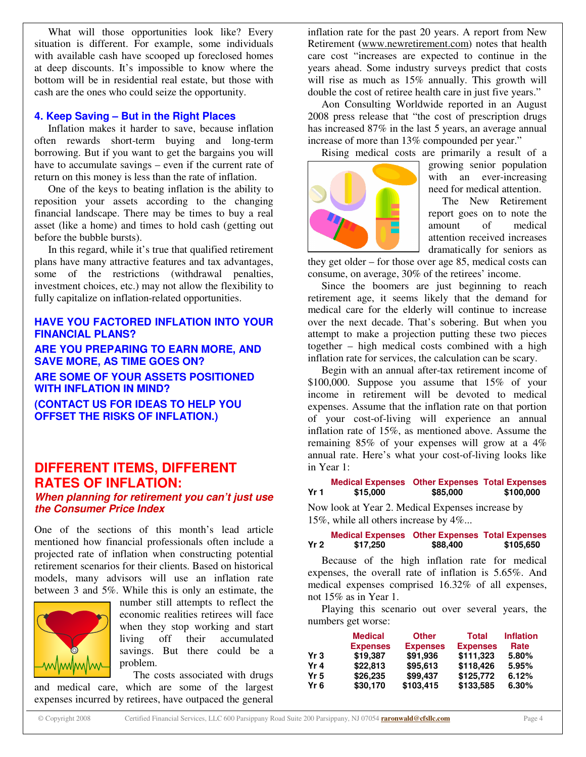What will those opportunities look like? Every situation is different. For example, some individuals with available cash have scooped up foreclosed homes at deep discounts. It's impossible to know where the bottom will be in residential real estate, but those with cash are the ones who could seize the opportunity.

### 4. Keep Saving – But in the Right Places

Inflation makes it harder to save, because inflation often rewards short-term buying and long-term borrowing. But if you want to get the bargains you will have to accumulate savings – even if the current rate of return on this money is less than the rate of inflation.

One of the keys to beating inflation is the ability to reposition your assets according to the changing financial landscape. There may be times to buy a real asset (like a home) and times to hold cash (getting out before the bubble bursts).

In this regard, while it's true that qualified retirement plans have many attractive features and tax advantages, some of the restrictions (withdrawal penalties, investment choices, etc.) may not allow the flexibility to fully capitalize on inflation-related opportunities.

**HAVE YOU FACTORED INFLATION INTO YOUR FINANCIAL PLANS?**

**ARE YOU PREPARING TO EARN MORE, AND SAVE MORE, AS TIME GOES ON?**

**ARE SOME OF YOUR ASSETS POSITIONED WITH INFLATION IN MIND?**

**(CONTACT US FOR IDEAS TO HELP YOU OFFSET THE RISKS OF INFLATION.)**

## DIFFERENT ITEMS, DIFFERENT RATES OF INFLATION:

***When planning for retirement you can't just use the Consumer Price Index***

One of the sections of this month's lead article mentioned how financial professionals often include a projected rate of inflation when constructing potential retirement scenarios for their clients. Based on historical models, many advisors will use an inflation rate between 3 and 5%. While this is only an estimate, the number still attempts to reflect the economic realities retirees will face when they stop working and start living off their accumulated savings. But there could be a problem.

The costs associated with drugs and medical care, which are some of the largest expenses incurred by retirees, have outpaced the general inflation rate for the past 20 years. A report from New Retirement (www.newretirement.com) notes that health care cost "increases are expected to continue in the years ahead. Some industry surveys predict that costs will rise as much as 15% annually. This growth will double the cost of retiree health care in just five years."

Aon Consulting Worldwide reported in an August 2008 press release that "the cost of prescription drugs has increased 87% in the last 5 years, an average annual increase of more than 13% compounded per year."

Rising medical costs are primarily a result of a growing senior population with an ever-increasing need for medical attention.

The New Retirement report goes on to note the amount of medical attention received increases dramatically for seniors as they get older – for those over age 85, medical costs can consume, on average, 30% of the retirees' income.

Since the boomers are just beginning to reach retirement age, it seems likely that the demand for medical care for the elderly will continue to increase over the next decade. That's sobering. But when you attempt to make a projection putting these two pieces together – high medical costs combined with a high inflation rate for services, the calculation can be scary.

Begin with an annual after-tax retirement income of $100,000. Suppose you assume that 15% of your income in retirement will be devoted to medical expenses. Assume that the inflation rate on that portion of your cost-of-living will experience an annual inflation rate of 15%, as mentioned above. Assume the remaining 85% of your expenses will grow at a 4% annual rate. Here's what your cost-of-living looks like in Year 1:

| | Medical Expenses | Other Expenses | Total Expenses |
|---|---|---|---|
| Yr 1 | $15,000 | $85,000 | $100,000 |

Now look at Year 2. Medical Expenses increase by 15%, while all others increase by 4%...

| | Medical Expenses | Other Expenses | Total Expenses |
|---|---|---|---|
| Yr 2 | $17,250 | $88,400 | $105,650 |

Because of the high inflation rate for medical expenses, the overall rate of inflation is 5.65%. And medical expenses comprised 16.32% of all expenses, not 15% as in Year 1.

Playing this scenario out over several years, the numbers get worse:

| | Medical Expenses | Other Expenses | Total Expenses | Inflation Rate |
|---|---|---|---|---|
| Yr 3 | $19,387 | $91,936 | $111,323 | 5.80% |
| Yr 4 | $22,813 | $95,613 | $118,426 | 5.95% |
| Yr 5 | $26,235 | $99,437 | $125,772 | 6.12% |
| Yr 6 | $30,170 | $103,415 | $133,585 | 6.30% |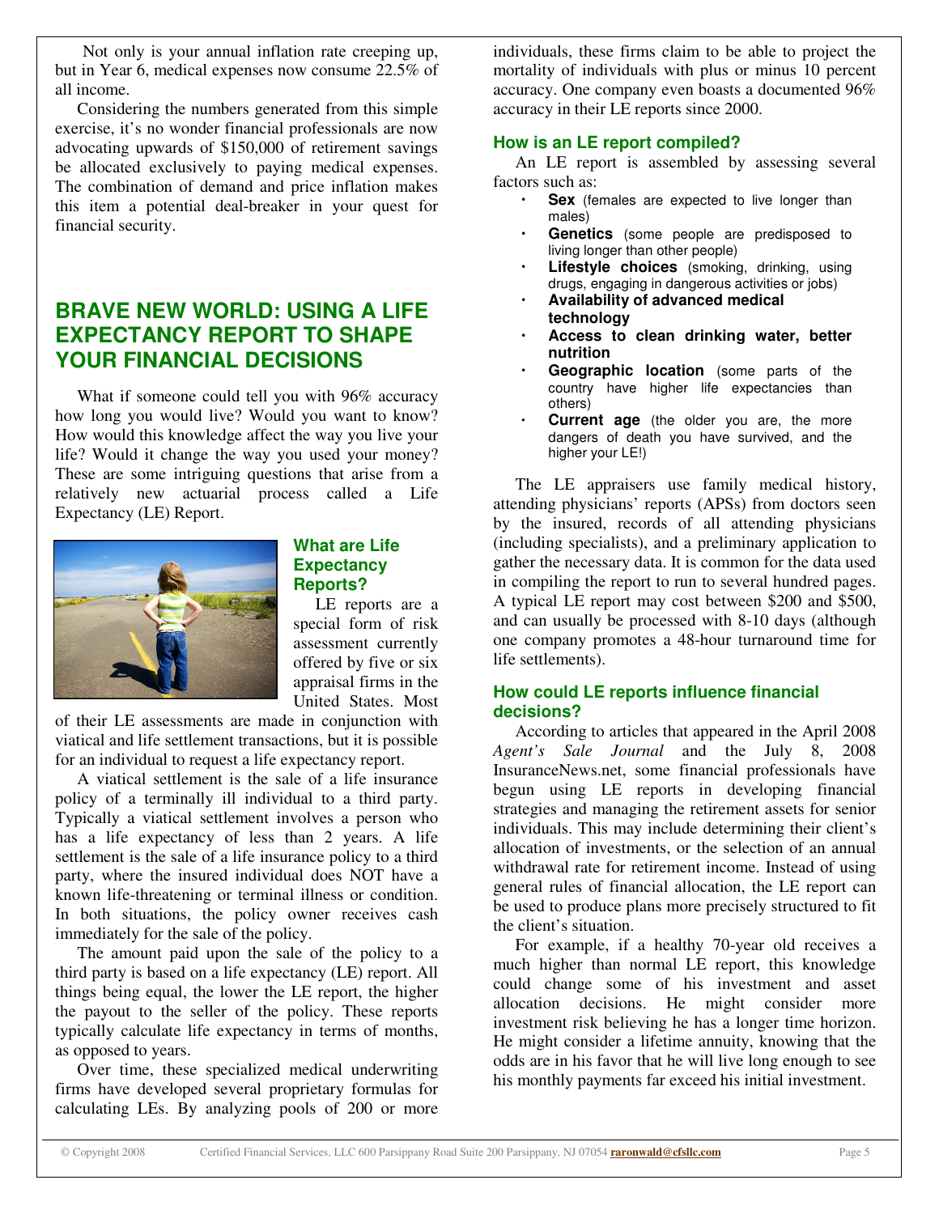Not only is your annual inflation rate creeping up, but in Year 6, medical expenses now consume 22.5% of all income.

Considering the numbers generated from this simple exercise, it's no wonder financial professionals are now advocating upwards of $150,000 of retirement savings be allocated exclusively to paying medical expenses. The combination of demand and price inflation makes this item a potential deal-breaker in your quest for financial security.

## BRAVE NEW WORLD: USING A LIFE EXPECTANCY REPORT TO SHAPE YOUR FINANCIAL DECISIONS

What if someone could tell you with 96% accuracy how long you would live? Would you want to know? How would this knowledge affect the way you live your life? Would it change the way you used your money? These are some intriguing questions that arise from a relatively new actuarial process called a Life Expectancy (LE) Report.

### What are Life Expectancy Reports?

LE reports are a special form of risk assessment currently offered by five or six appraisal firms in the United States. Most of their LE assessments are made in conjunction with viatical and life settlement transactions, but it is possible for an individual to request a life expectancy report.

A viatical settlement is the sale of a life insurance policy of a terminally ill individual to a third party. Typically a viatical settlement involves a person who has a life expectancy of less than 2 years. A life settlement is the sale of a life insurance policy to a third party, where the insured individual does NOT have a known life-threatening or terminal illness or condition. In both situations, the policy owner receives cash immediately for the sale of the policy.

The amount paid upon the sale of the policy to a third party is based on a life expectancy (LE) report. All things being equal, the lower the LE report, the higher the payout to the seller of the policy. These reports typically calculate life expectancy in terms of months, as opposed to years.

Over time, these specialized medical underwriting firms have developed several proprietary formulas for calculating LEs. By analyzing pools of 200 or more individuals, these firms claim to be able to project the mortality of individuals with plus or minus 10 percent accuracy. One company even boasts a documented 96% accuracy in their LE reports since 2000.

### How is an LE report compiled?

An LE report is assembled by assessing several factors such as:

- **Sex** (females are expected to live longer than males)
- **Genetics** (some people are predisposed to living longer than other people)
- **Lifestyle choices** (smoking, drinking, using drugs, engaging in dangerous activities or jobs)
- **Availability of advanced medical technology**
- **Access to clean drinking water, better nutrition**
- **Geographic location** (some parts of the country have higher life expectancies than others)
- **Current age** (the older you are, the more dangers of death you have survived, and the higher your LE!)

The LE appraisers use family medical history, attending physicians' reports (APSs) from doctors seen by the insured, records of all attending physicians (including specialists), and a preliminary application to gather the necessary data. It is common for the data used in compiling the report to run to several hundred pages. A typical LE report may cost between $200 and $500, and can usually be processed with 8-10 days (although one company promotes a 48-hour turnaround time for life settlements).

### How could LE reports influence financial decisions?

According to articles that appeared in the April 2008 *Agent's Sale Journal* and the July 8, 2008 InsuranceNews.net, some financial professionals have begun using LE reports in developing financial strategies and managing the retirement assets for senior individuals. This may include determining their client's allocation of investments, or the selection of an annual withdrawal rate for retirement income. Instead of using general rules of financial allocation, the LE report can be used to produce plans more precisely structured to fit the client's situation.

For example, if a healthy 70-year old receives a much higher than normal LE report, this knowledge could change some of his investment and asset allocation decisions. He might consider more investment risk believing he has a longer time horizon. He might consider a lifetime annuity, knowing that the odds are in his favor that he will live long enough to see his monthly payments far exceed his initial investment.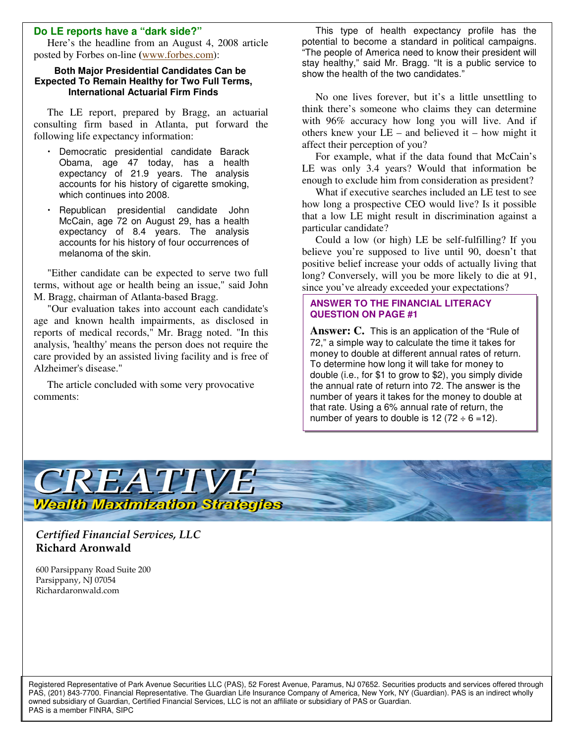## Do LE reports have a "dark side?"

Here's the headline from an August 4, 2008 article posted by Forbes on-line (www.forbes.com):

**Both Major Presidential Candidates Can be Expected To Remain Healthy for Two Full Terms, International Actuarial Firm Finds**

The LE report, prepared by Bragg, an actuarial consulting firm based in Atlanta, put forward the following life expectancy information:

- Democratic presidential candidate Barack Obama, age 47 today, has a health expectancy of 21.9 years. The analysis accounts for his history of cigarette smoking, which continues into 2008.
- Republican presidential candidate John McCain, age 72 on August 29, has a health expectancy of 8.4 years. The analysis accounts for his history of four occurrences of melanoma of the skin.

"Either candidate can be expected to serve two full terms, without age or health being an issue," said John M. Bragg, chairman of Atlanta-based Bragg.

"Our evaluation takes into account each candidate's age and known health impairments, as disclosed in reports of medical records," Mr. Bragg noted. "In this analysis, 'healthy' means the person does not require the care provided by an assisted living facility and is free of Alzheimer's disease."

The article concluded with some very provocative comments:

This type of health expectancy profile has the potential to become a standard in political campaigns. "The people of America need to know their president will stay healthy," said Mr. Bragg. "It is a public service to show the health of the two candidates."

No one lives forever, but it's a little unsettling to think there's someone who claims they can determine with 96% accuracy how long you will live. And if others knew your LE – and believed it – how might it affect their perception of you?

For example, what if the data found that McCain's LE was only 3.4 years? Would that information be enough to exclude him from consideration as president?

What if executive searches included an LE test to see how long a prospective CEO would live? Is it possible that a low LE might result in discrimination against a particular candidate?

Could a low (or high) LE be self-fulfilling? If you believe you're supposed to live until 90, doesn't that positive belief increase your odds of actually living that long? Conversely, will you be more likely to die at 91, since you've already exceeded your expectations?

### ANSWER TO THE FINANCIAL LITERACY QUESTION ON PAGE #1

**Answer: C.** This is an application of the "Rule of 72," a simple way to calculate the time it takes for money to double at different annual rates of return. To determine how long it will take for money to double (i.e., for $1 to grow to $2), you simply divide the annual rate of return into 72. The answer is the number of years it takes for the money to double at that rate. Using a 6% annual rate of return, the number of years to double is 12 ($72 \div 6 = 12$).

**CREATIVE**
**Wealth Maximization Strategies**

*Certified Financial Services, LLC*
**Richard Aronwald**

600 Parsippany Road Suite 200
Parsippany, NJ 07054
Richardaronwald.com

Registered Representative of Park Avenue Securities LLC (PAS), 52 Forest Avenue, Paramus, NJ 07652. Securities products and services offered through PAS, (201) 843-7700. Financial Representative. The Guardian Life Insurance Company of America, New York, NY (Guardian). PAS is an indirect wholly owned subsidiary of Guardian, Certified Financial Services, LLC is not an affiliate or subsidiary of PAS or Guardian.
PAS is a member FINRA, SIPC